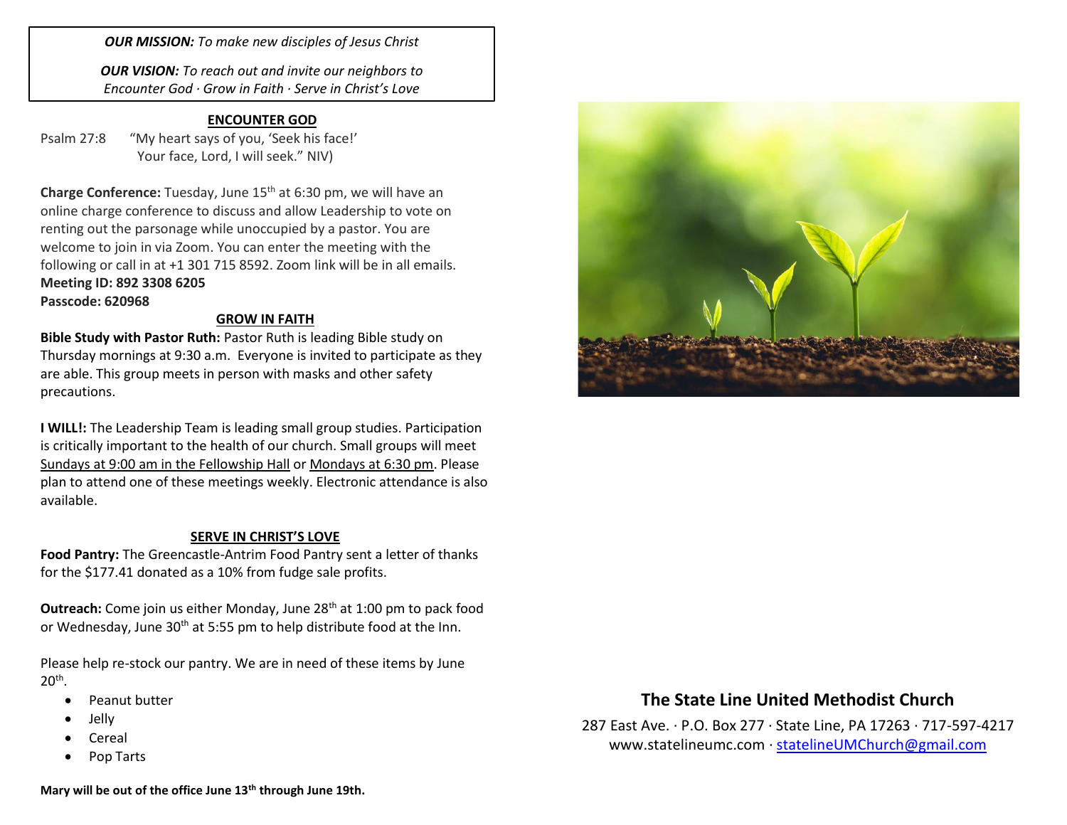***OUR MISSION:*** *To make new disciples of Jesus Christ*

***OUR VISION:*** *To reach out and invite our neighbors to Encounter God · Grow in Faith · Serve in Christ's Love*

## ENCOUNTER GOD

Psalm 27:8 "My heart says of you, 'Seek his face!' Your face, Lord, I will seek." NIV)

**Charge Conference:** Tuesday, June 15th at 6:30 pm, we will have an online charge conference to discuss and allow Leadership to vote on renting out the parsonage while unoccupied by a pastor. You are welcome to join in via Zoom. You can enter the meeting with the following or call in at +1 301 715 8592. Zoom link will be in all emails.
**Meeting ID: 892 3308 6205**
**Passcode: 620968**

## GROW IN FAITH

**Bible Study with Pastor Ruth:** Pastor Ruth is leading Bible study on Thursday mornings at 9:30 a.m. Everyone is invited to participate as they are able. This group meets in person with masks and other safety precautions.

**I WILL!:** The Leadership Team is leading small group studies. Participation is critically important to the health of our church. Small groups will meet Sundays at 9:00 am in the Fellowship Hall or Mondays at 6:30 pm. Please plan to attend one of these meetings weekly. Electronic attendance is also available.

## SERVE IN CHRIST'S LOVE

**Food Pantry:** The Greencastle-Antrim Food Pantry sent a letter of thanks for the $177.41 donated as a 10% from fudge sale profits.

**Outreach:** Come join us either Monday, June 28th at 1:00 pm to pack food or Wednesday, June 30th at 5:55 pm to help distribute food at the Inn.

Please help re-stock our pantry. We are in need of these items by June 20th.

- Peanut butter
- Jelly
- Cereal
- Pop Tarts

**Mary will be out of the office June 13th through June 19th.**

## The State Line United Methodist Church

287 East Ave. · P.O. Box 277 · State Line, PA 17263 · 717-597-4217
www.statelineumc.com · statelineUMChurch@gmail.com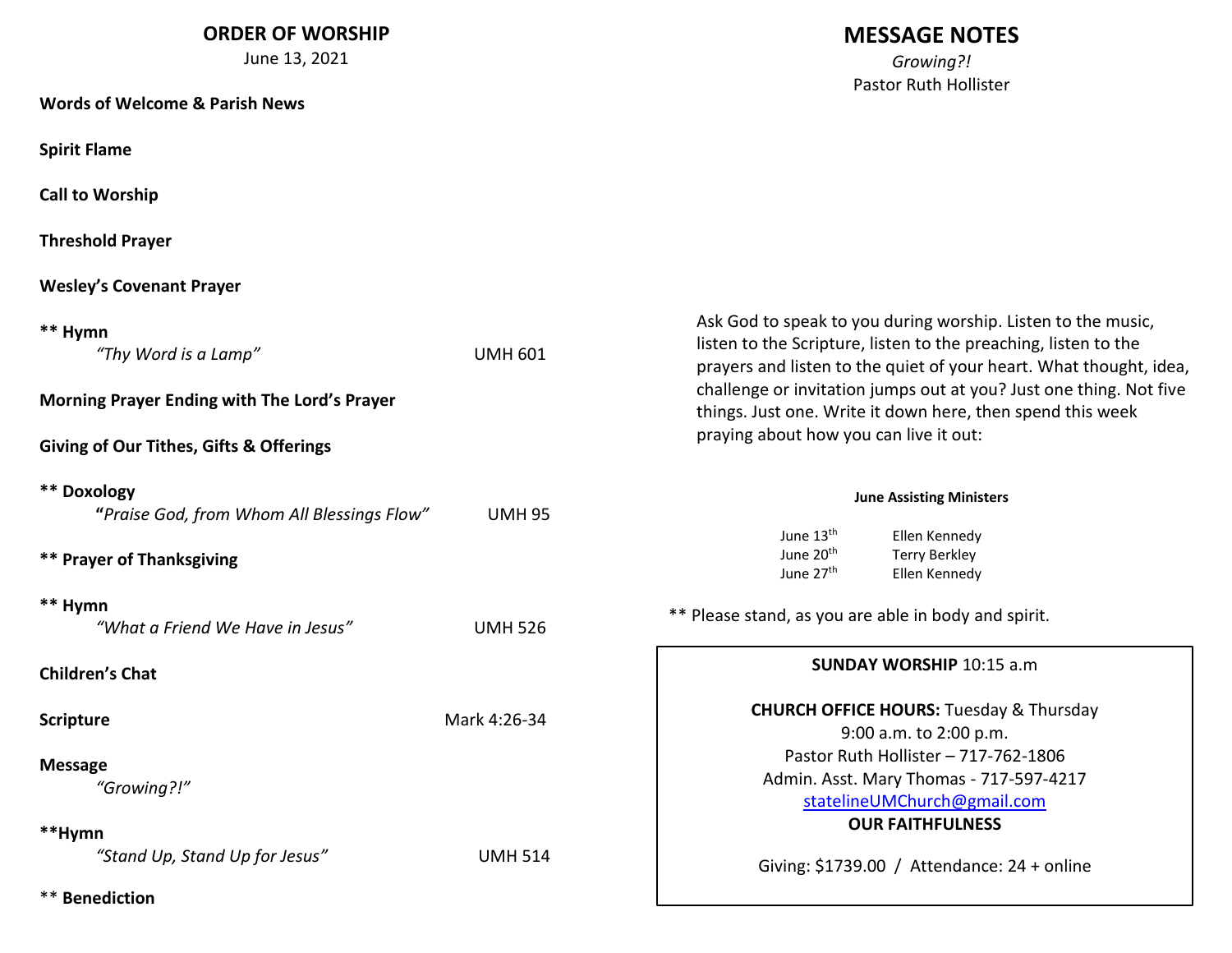## ORDER OF WORSHIP

June 13, 2021

**Words of Welcome & Parish News**

**Spirit Flame**

**Call to Worship**

**Threshold Prayer**

**Wesley's Covenant Prayer**

**\*\* Hymn**
*"Thy Word is a Lamp"* UMH 601

**Morning Prayer Ending with The Lord's Prayer**

**Giving of Our Tithes, Gifts & Offerings**

**\*\* Doxology**
**"***Praise God, from Whom All Blessings Flow"* UMH 95

**\*\* Prayer of Thanksgiving**

**\*\* Hymn**
*"What a Friend We Have in Jesus"* UMH 526

**Children's Chat**

**Scripture** Mark 4:26-34

**Message**
*"Growing?!"*

**\*\*Hymn**
*"Stand Up, Stand Up for Jesus"* UMH 514

\*\* **Benediction**

## MESSAGE NOTES

*Growing?!*
Pastor Ruth Hollister

Ask God to speak to you during worship. Listen to the music, listen to the Scripture, listen to the preaching, listen to the prayers and listen to the quiet of your heart. What thought, idea, challenge or invitation jumps out at you? Just one thing. Not five things. Just one. Write it down here, then spend this week praying about how you can live it out:

**June Assisting Ministers**

| | |
|---|---|
| June 13th | Ellen Kennedy |
| June 20th | Terry Berkley |
| June 27th | Ellen Kennedy |

\*\* Please stand, as you are able in body and spirit.

**SUNDAY WORSHIP** 10:15 a.m

**CHURCH OFFICE HOURS:** Tuesday & Thursday
9:00 a.m. to 2:00 p.m.
Pastor Ruth Hollister – 717-762-1806
Admin. Asst. Mary Thomas - 717-597-4217
statelineUMChurch@gmail.com

**OUR FAITHFULNESS**

Giving: $1739.00 / Attendance: 24 + online